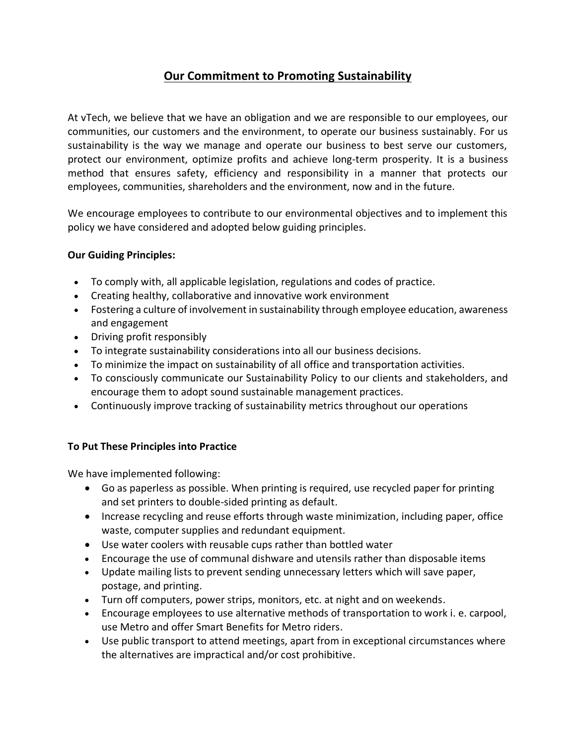# Our Commitment to Promoting Sustainability

At vTech, we believe that we have an obligation and we are responsible to our employees, our communities, our customers and the environment, to operate our business sustainably. For us sustainability is the way we manage and operate our business to best serve our customers, protect our environment, optimize profits and achieve long-term prosperity. It is a business method that ensures safety, efficiency and responsibility in a manner that protects our employees, communities, shareholders and the environment, now and in the future.

We encourage employees to contribute to our environmental objectives and to implement this policy we have considered and adopted below guiding principles.

**Our Guiding Principles:**

- To comply with, all applicable legislation, regulations and codes of practice.
- Creating healthy, collaborative and innovative work environment
- Fostering a culture of involvement in sustainability through employee education, awareness and engagement
- Driving profit responsibly
- To integrate sustainability considerations into all our business decisions.
- To minimize the impact on sustainability of all office and transportation activities.
- To consciously communicate our Sustainability Policy to our clients and stakeholders, and encourage them to adopt sound sustainable management practices.
- Continuously improve tracking of sustainability metrics throughout our operations

**To Put These Principles into Practice**

We have implemented following:

- Go as paperless as possible. When printing is required, use recycled paper for printing and set printers to double-sided printing as default.
- Increase recycling and reuse efforts through waste minimization, including paper, office waste, computer supplies and redundant equipment.
- Use water coolers with reusable cups rather than bottled water
- Encourage the use of communal dishware and utensils rather than disposable items
- Update mailing lists to prevent sending unnecessary letters which will save paper, postage, and printing.
- Turn off computers, power strips, monitors, etc. at night and on weekends.
- Encourage employees to use alternative methods of transportation to work i. e. carpool, use Metro and offer Smart Benefits for Metro riders.
- Use public transport to attend meetings, apart from in exceptional circumstances where the alternatives are impractical and/or cost prohibitive.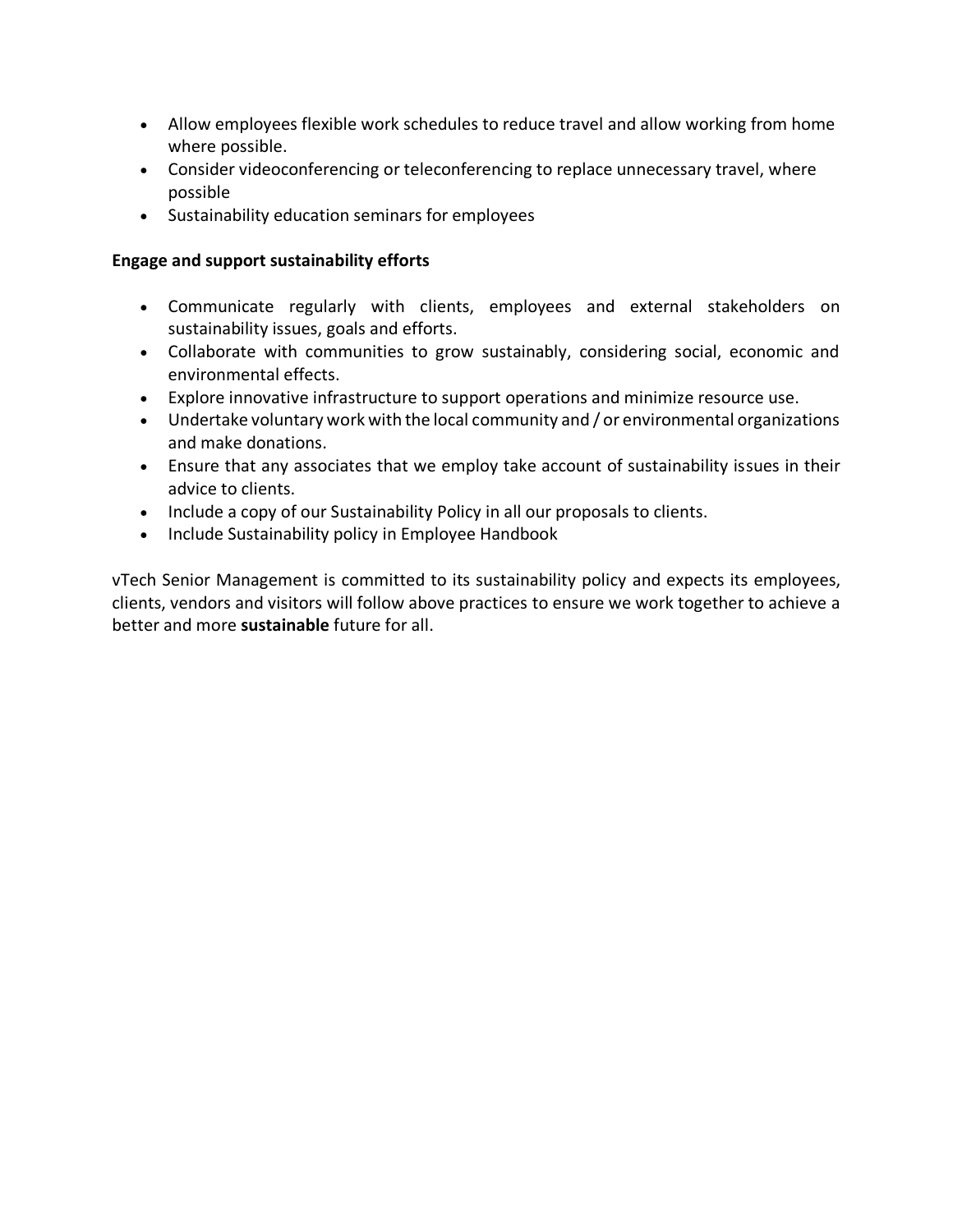- Allow employees flexible work schedules to reduce travel and allow working from home where possible.
- Consider videoconferencing or teleconferencing to replace unnecessary travel, where possible
- Sustainability education seminars for employees

**Engage and support sustainability efforts**

- Communicate regularly with clients, employees and external stakeholders on sustainability issues, goals and efforts.
- Collaborate with communities to grow sustainably, considering social, economic and environmental effects.
- Explore innovative infrastructure to support operations and minimize resource use.
- Undertake voluntary work with the local community and / or environmental organizations and make donations.
- Ensure that any associates that we employ take account of sustainability issues in their advice to clients.
- Include a copy of our Sustainability Policy in all our proposals to clients.
- Include Sustainability policy in Employee Handbook

vTech Senior Management is committed to its sustainability policy and expects its employees, clients, vendors and visitors will follow above practices to ensure we work together to achieve a better and more **sustainable** future for all.